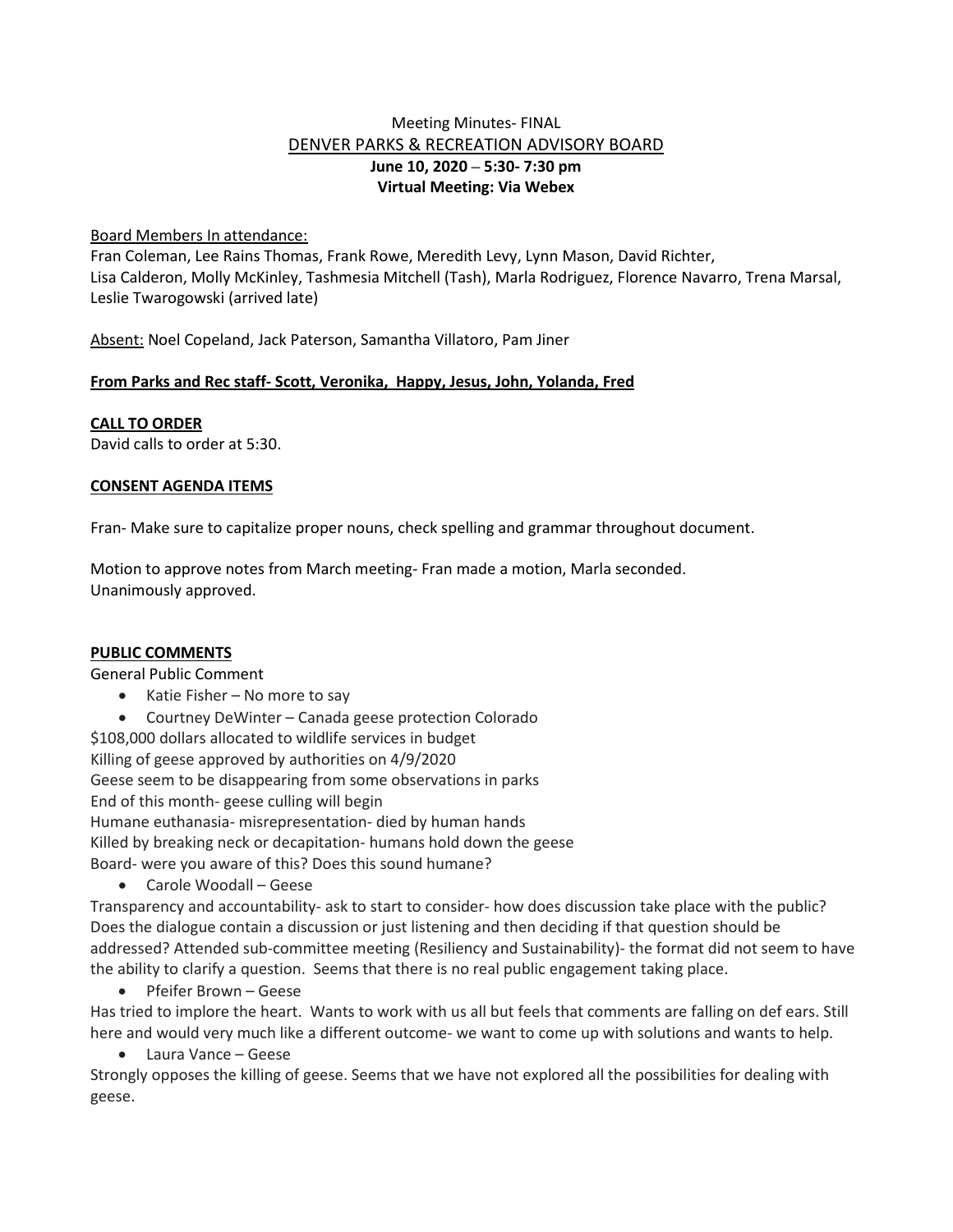Meeting Minutes- FINAL

DENVER PARKS & RECREATION ADVISORY BOARD

**June 10, 2020 – 5:30- 7:30 pm**

**Virtual Meeting: Via Webex**

Board Members In attendance:

Fran Coleman, Lee Rains Thomas, Frank Rowe, Meredith Levy, Lynn Mason, David Richter, Lisa Calderon, Molly McKinley, Tashmesia Mitchell (Tash), Marla Rodriguez, Florence Navarro, Trena Marsal, Leslie Twarogowski (arrived late)

Absent: Noel Copeland, Jack Paterson, Samantha Villatoro, Pam Jiner

**From Parks and Rec staff- Scott, Veronika, Happy, Jesus, John, Yolanda, Fred**

**CALL TO ORDER**

David calls to order at 5:30.

**CONSENT AGENDA ITEMS**

Fran- Make sure to capitalize proper nouns, check spelling and grammar throughout document.

Motion to approve notes from March meeting- Fran made a motion, Marla seconded.
Unanimously approved.

**PUBLIC COMMENTS**

General Public Comment

- Katie Fisher – No more to say
- Courtney DeWinter – Canada geese protection Colorado

$108,000 dollars allocated to wildlife services in budget
Killing of geese approved by authorities on 4/9/2020
Geese seem to be disappearing from some observations in parks
End of this month- geese culling will begin
Humane euthanasia- misrepresentation- died by human hands
Killed by breaking neck or decapitation- humans hold down the geese
Board- were you aware of this? Does this sound humane?

- Carole Woodall – Geese

Transparency and accountability- ask to start to consider- how does discussion take place with the public? Does the dialogue contain a discussion or just listening and then deciding if that question should be addressed? Attended sub-committee meeting (Resiliency and Sustainability)- the format did not seem to have the ability to clarify a question. Seems that there is no real public engagement taking place.

- Pfeifer Brown – Geese

Has tried to implore the heart. Wants to work with us all but feels that comments are falling on def ears. Still here and would very much like a different outcome- we want to come up with solutions and wants to help.

- Laura Vance – Geese

Strongly opposes the killing of geese. Seems that we have not explored all the possibilities for dealing with geese.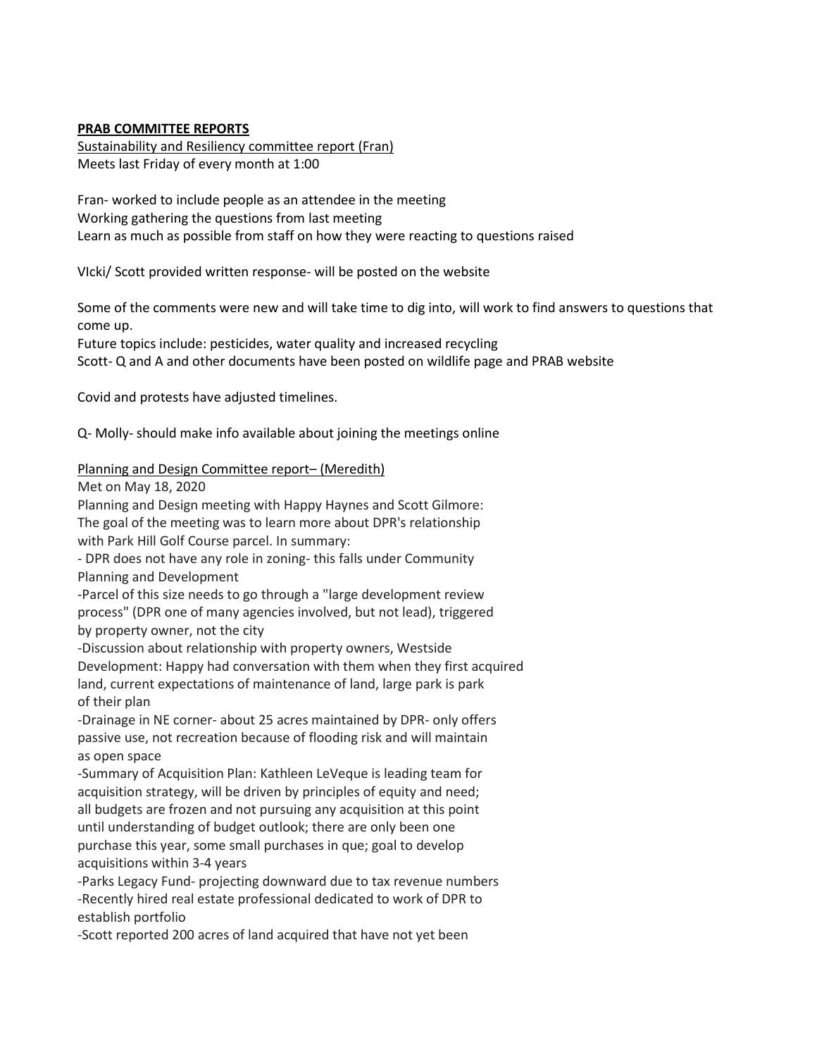**PRAB COMMITTEE REPORTS**

Sustainability and Resiliency committee report (Fran)

Meets last Friday of every month at 1:00

Fran- worked to include people as an attendee in the meeting

Working gathering the questions from last meeting

Learn as much as possible from staff on how they were reacting to questions raised

VIcki/ Scott provided written response- will be posted on the website

Some of the comments were new and will take time to dig into, will work to find answers to questions that come up.

Future topics include: pesticides, water quality and increased recycling

Scott- Q and A and other documents have been posted on wildlife page and PRAB website

Covid and protests have adjusted timelines.

Q- Molly- should make info available about joining the meetings online

Planning and Design Committee report– (Meredith)

Met on May 18, 2020

Planning and Design meeting with Happy Haynes and Scott Gilmore:
The goal of the meeting was to learn more about DPR's relationship with Park Hill Golf Course parcel. In summary:

- DPR does not have any role in zoning- this falls under Community Planning and Development
- Parcel of this size needs to go through a "large development review process" (DPR one of many agencies involved, but not lead), triggered by property owner, not the city
- Discussion about relationship with property owners, Westside Development: Happy had conversation with them when they first acquired land, current expectations of maintenance of land, large park is park of their plan
- Drainage in NE corner- about 25 acres maintained by DPR- only offers passive use, not recreation because of flooding risk and will maintain as open space
- Summary of Acquisition Plan: Kathleen LeVeque is leading team for acquisition strategy, will be driven by principles of equity and need; all budgets are frozen and not pursuing any acquisition at this point until understanding of budget outlook; there are only been one purchase this year, some small purchases in que; goal to develop acquisitions within 3-4 years
- Parks Legacy Fund- projecting downward due to tax revenue numbers
- Recently hired real estate professional dedicated to work of DPR to establish portfolio
- Scott reported 200 acres of land acquired that have not yet been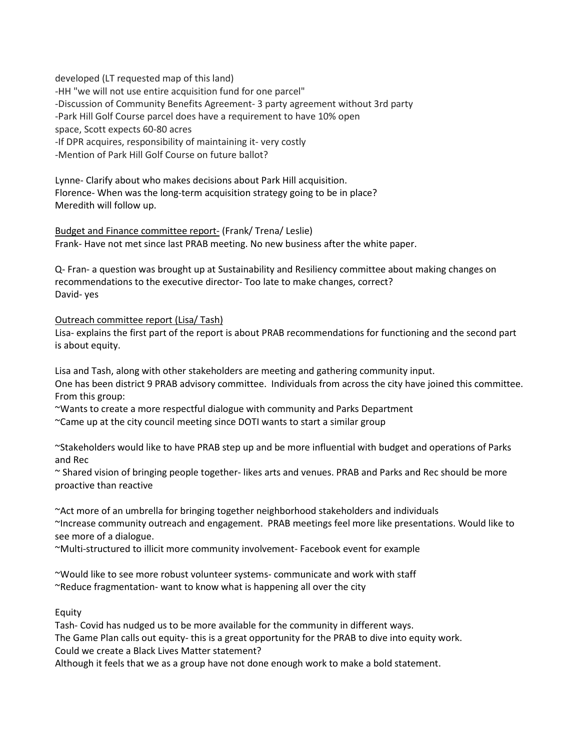developed (LT requested map of this land)
-HH "we will not use entire acquisition fund for one parcel"
-Discussion of Community Benefits Agreement- 3 party agreement without 3rd party
-Park Hill Golf Course parcel does have a requirement to have 10% open space, Scott expects 60-80 acres
-If DPR acquires, responsibility of maintaining it- very costly
-Mention of Park Hill Golf Course on future ballot?

Lynne- Clarify about who makes decisions about Park Hill acquisition.
Florence- When was the long-term acquisition strategy going to be in place?
Meredith will follow up.

<u>Budget and Finance committee report-</u> (Frank/ Trena/ Leslie)
Frank- Have not met since last PRAB meeting. No new business after the white paper.

Q- Fran- a question was brought up at Sustainability and Resiliency committee about making changes on recommendations to the executive director- Too late to make changes, correct?
David- yes

<u>Outreach committee report (Lisa/ Tash)</u>
Lisa- explains the first part of the report is about PRAB recommendations for functioning and the second part is about equity.

Lisa and Tash, along with other stakeholders are meeting and gathering community input.
One has been district 9 PRAB advisory committee. Individuals from across the city have joined this committee.
From this group:
~Wants to create a more respectful dialogue with community and Parks Department
~Came up at the city council meeting since DOTI wants to start a similar group

~Stakeholders would like to have PRAB step up and be more influential with budget and operations of Parks and Rec
~ Shared vision of bringing people together- likes arts and venues. PRAB and Parks and Rec should be more proactive than reactive

~Act more of an umbrella for bringing together neighborhood stakeholders and individuals
~Increase community outreach and engagement. PRAB meetings feel more like presentations. Would like to see more of a dialogue.
~Multi-structured to illicit more community involvement- Facebook event for example

~Would like to see more robust volunteer systems- communicate and work with staff
~Reduce fragmentation- want to know what is happening all over the city

Equity
Tash- Covid has nudged us to be more available for the community in different ways.
The Game Plan calls out equity- this is a great opportunity for the PRAB to dive into equity work.
Could we create a Black Lives Matter statement?
Although it feels that we as a group have not done enough work to make a bold statement.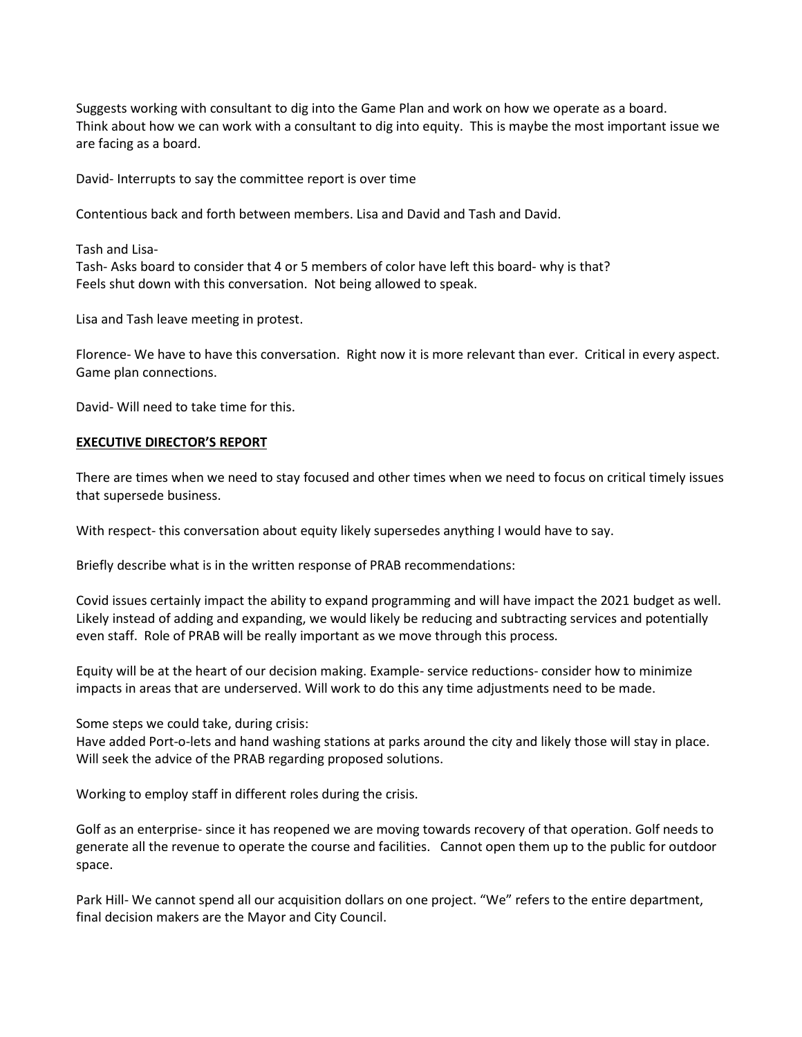Suggests working with consultant to dig into the Game Plan and work on how we operate as a board. Think about how we can work with a consultant to dig into equity. This is maybe the most important issue we are facing as a board.

David- Interrupts to say the committee report is over time

Contentious back and forth between members. Lisa and David and Tash and David.

Tash and Lisa-
Tash- Asks board to consider that 4 or 5 members of color have left this board- why is that? Feels shut down with this conversation. Not being allowed to speak.

Lisa and Tash leave meeting in protest.

Florence- We have to have this conversation. Right now it is more relevant than ever. Critical in every aspect. Game plan connections.

David- Will need to take time for this.

## EXECUTIVE DIRECTOR'S REPORT

There are times when we need to stay focused and other times when we need to focus on critical timely issues that supersede business.

With respect- this conversation about equity likely supersedes anything I would have to say.

Briefly describe what is in the written response of PRAB recommendations:

Covid issues certainly impact the ability to expand programming and will have impact the 2021 budget as well. Likely instead of adding and expanding, we would likely be reducing and subtracting services and potentially even staff. Role of PRAB will be really important as we move through this process.

Equity will be at the heart of our decision making. Example- service reductions- consider how to minimize impacts in areas that are underserved. Will work to do this any time adjustments need to be made.

Some steps we could take, during crisis:
Have added Port-o-lets and hand washing stations at parks around the city and likely those will stay in place. Will seek the advice of the PRAB regarding proposed solutions.

Working to employ staff in different roles during the crisis.

Golf as an enterprise- since it has reopened we are moving towards recovery of that operation. Golf needs to generate all the revenue to operate the course and facilities. Cannot open them up to the public for outdoor space.

Park Hill- We cannot spend all our acquisition dollars on one project. "We" refers to the entire department, final decision makers are the Mayor and City Council.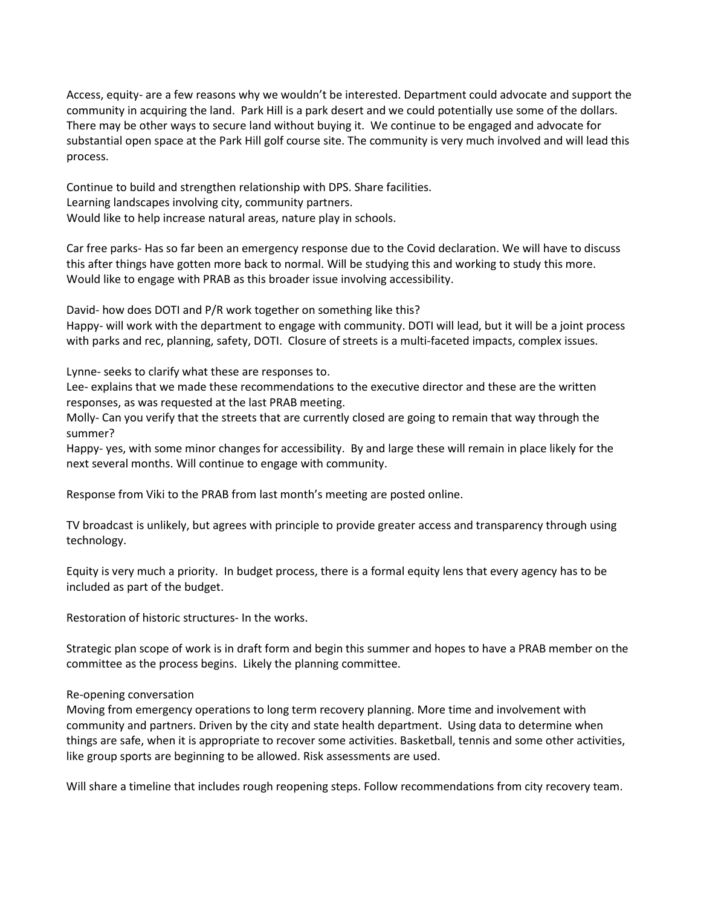Access, equity- are a few reasons why we wouldn't be interested. Department could advocate and support the community in acquiring the land. Park Hill is a park desert and we could potentially use some of the dollars. There may be other ways to secure land without buying it. We continue to be engaged and advocate for substantial open space at the Park Hill golf course site. The community is very much involved and will lead this process.

Continue to build and strengthen relationship with DPS. Share facilities.
Learning landscapes involving city, community partners.
Would like to help increase natural areas, nature play in schools.

Car free parks- Has so far been an emergency response due to the Covid declaration. We will have to discuss this after things have gotten more back to normal. Will be studying this and working to study this more. Would like to engage with PRAB as this broader issue involving accessibility.

David- how does DOTI and P/R work together on something like this?
Happy- will work with the department to engage with community. DOTI will lead, but it will be a joint process with parks and rec, planning, safety, DOTI. Closure of streets is a multi-faceted impacts, complex issues.

Lynne- seeks to clarify what these are responses to.
Lee- explains that we made these recommendations to the executive director and these are the written responses, as was requested at the last PRAB meeting.
Molly- Can you verify that the streets that are currently closed are going to remain that way through the summer?
Happy- yes, with some minor changes for accessibility. By and large these will remain in place likely for the next several months. Will continue to engage with community.

Response from Viki to the PRAB from last month's meeting are posted online.

TV broadcast is unlikely, but agrees with principle to provide greater access and transparency through using technology.

Equity is very much a priority. In budget process, there is a formal equity lens that every agency has to be included as part of the budget.

Restoration of historic structures- In the works.

Strategic plan scope of work is in draft form and begin this summer and hopes to have a PRAB member on the committee as the process begins. Likely the planning committee.

Re-opening conversation
Moving from emergency operations to long term recovery planning. More time and involvement with community and partners. Driven by the city and state health department. Using data to determine when things are safe, when it is appropriate to recover some activities. Basketball, tennis and some other activities, like group sports are beginning to be allowed. Risk assessments are used.

Will share a timeline that includes rough reopening steps. Follow recommendations from city recovery team.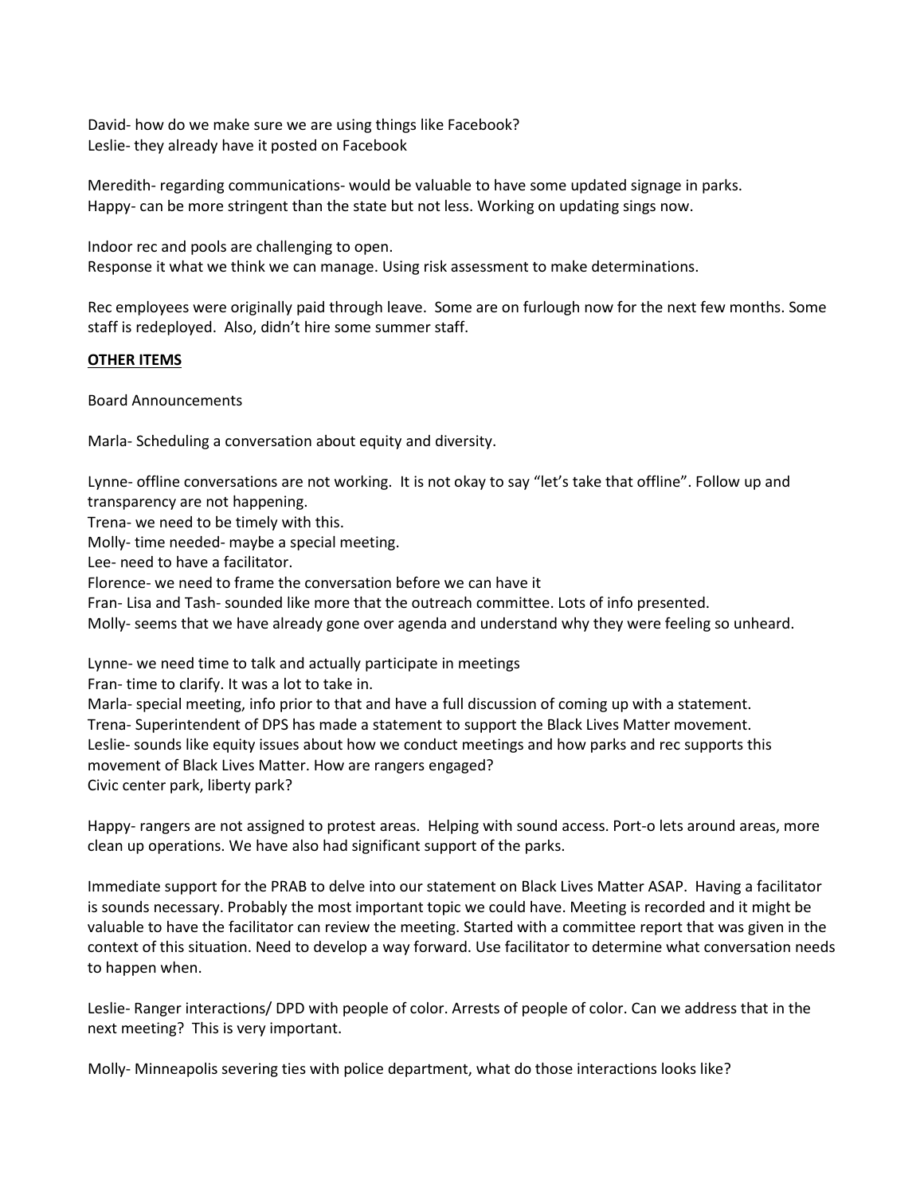David- how do we make sure we are using things like Facebook?
Leslie- they already have it posted on Facebook

Meredith- regarding communications- would be valuable to have some updated signage in parks.
Happy- can be more stringent than the state but not less. Working on updating sings now.

Indoor rec and pools are challenging to open.
Response it what we think we can manage. Using risk assessment to make determinations.

Rec employees were originally paid through leave. Some are on furlough now for the next few months. Some staff is redeployed. Also, didn't hire some summer staff.

**OTHER ITEMS**

Board Announcements

Marla- Scheduling a conversation about equity and diversity.

Lynne- offline conversations are not working. It is not okay to say "let's take that offline". Follow up and transparency are not happening.
Trena- we need to be timely with this.
Molly- time needed- maybe a special meeting.
Lee- need to have a facilitator.
Florence- we need to frame the conversation before we can have it
Fran- Lisa and Tash- sounded like more that the outreach committee. Lots of info presented.
Molly- seems that we have already gone over agenda and understand why they were feeling so unheard.

Lynne- we need time to talk and actually participate in meetings
Fran- time to clarify. It was a lot to take in.
Marla- special meeting, info prior to that and have a full discussion of coming up with a statement.
Trena- Superintendent of DPS has made a statement to support the Black Lives Matter movement.
Leslie- sounds like equity issues about how we conduct meetings and how parks and rec supports this movement of Black Lives Matter. How are rangers engaged?
Civic center park, liberty park?

Happy- rangers are not assigned to protest areas. Helping with sound access. Port-o lets around areas, more clean up operations. We have also had significant support of the parks.

Immediate support for the PRAB to delve into our statement on Black Lives Matter ASAP. Having a facilitator is sounds necessary. Probably the most important topic we could have. Meeting is recorded and it might be valuable to have the facilitator can review the meeting. Started with a committee report that was given in the context of this situation. Need to develop a way forward. Use facilitator to determine what conversation needs to happen when.

Leslie- Ranger interactions/ DPD with people of color. Arrests of people of color. Can we address that in the next meeting? This is very important.

Molly- Minneapolis severing ties with police department, what do those interactions looks like?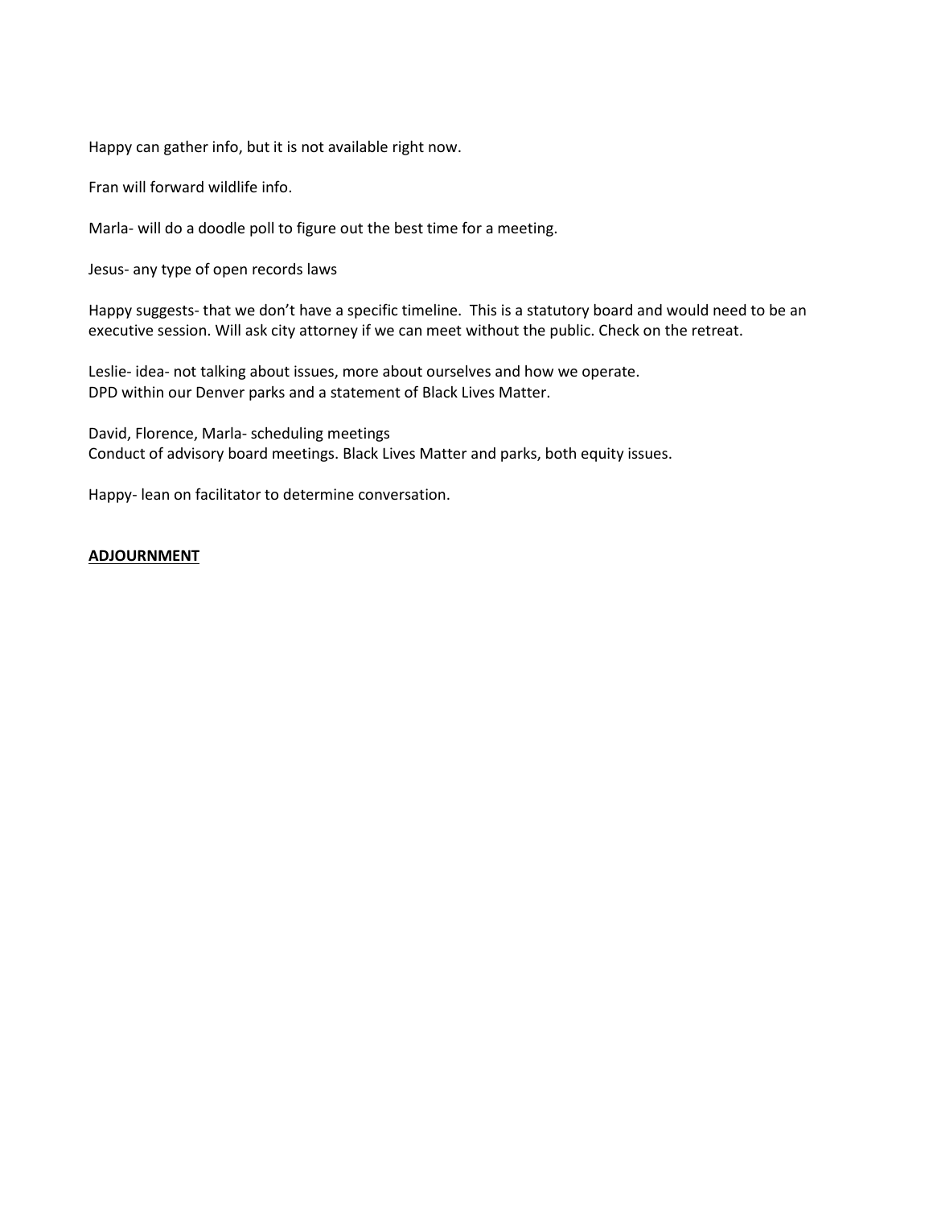Happy can gather info, but it is not available right now.

Fran will forward wildlife info.

Marla- will do a doodle poll to figure out the best time for a meeting.

Jesus- any type of open records laws

Happy suggests- that we don't have a specific timeline. This is a statutory board and would need to be an executive session. Will ask city attorney if we can meet without the public. Check on the retreat.

Leslie- idea- not talking about issues, more about ourselves and how we operate.
DPD within our Denver parks and a statement of Black Lives Matter.

David, Florence, Marla- scheduling meetings
Conduct of advisory board meetings. Black Lives Matter and parks, both equity issues.

Happy- lean on facilitator to determine conversation.

**ADJOURNMENT**